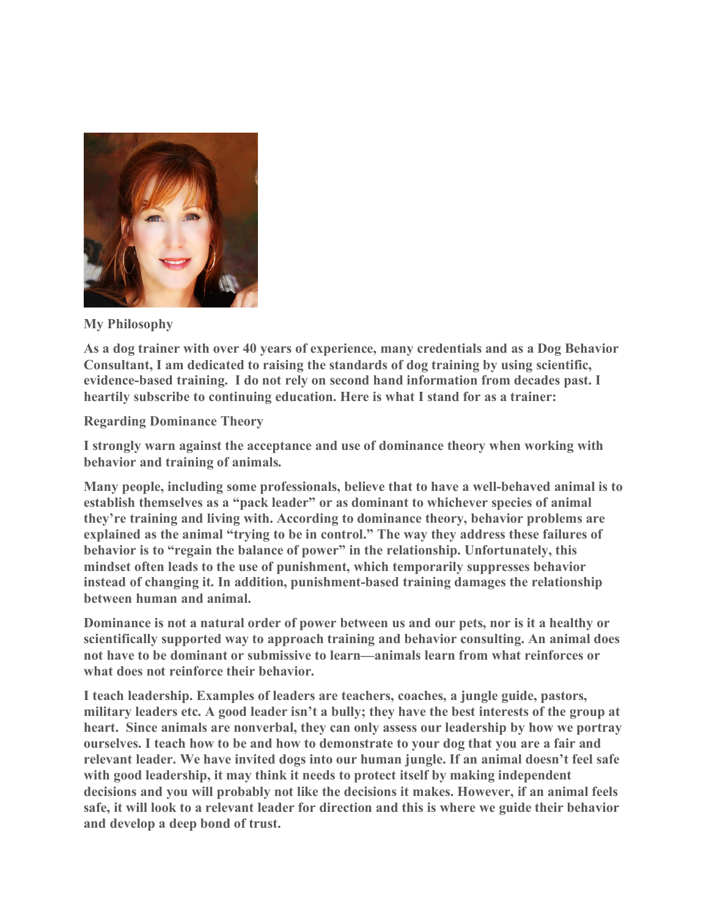**My Philosophy**

**As a dog trainer with over 40 years of experience, many credentials and as a Dog Behavior Consultant, I am dedicated to raising the standards of dog training by using scientific, evidence-based training. I do not rely on second hand information from decades past. I heartily subscribe to continuing education. Here is what I stand for as a trainer:**

**Regarding Dominance Theory**

**I strongly warn against the acceptance and use of dominance theory when working with behavior and training of animals.**

**Many people, including some professionals, believe that to have a well-behaved animal is to establish themselves as a "pack leader" or as dominant to whichever species of animal they're training and living with. According to dominance theory, behavior problems are explained as the animal "trying to be in control." The way they address these failures of behavior is to "regain the balance of power" in the relationship. Unfortunately, this mindset often leads to the use of punishment, which temporarily suppresses behavior instead of changing it. In addition, punishment-based training damages the relationship between human and animal.**

**Dominance is not a natural order of power between us and our pets, nor is it a healthy or scientifically supported way to approach training and behavior consulting. An animal does not have to be dominant or submissive to learn—animals learn from what reinforces or what does not reinforce their behavior.**

**I teach leadership. Examples of leaders are teachers, coaches, a jungle guide, pastors, military leaders etc. A good leader isn't a bully; they have the best interests of the group at heart. Since animals are nonverbal, they can only assess our leadership by how we portray ourselves. I teach how to be and how to demonstrate to your dog that you are a fair and relevant leader. We have invited dogs into our human jungle. If an animal doesn't feel safe with good leadership, it may think it needs to protect itself by making independent decisions and you will probably not like the decisions it makes. However, if an animal feels safe, it will look to a relevant leader for direction and this is where we guide their behavior and develop a deep bond of trust.**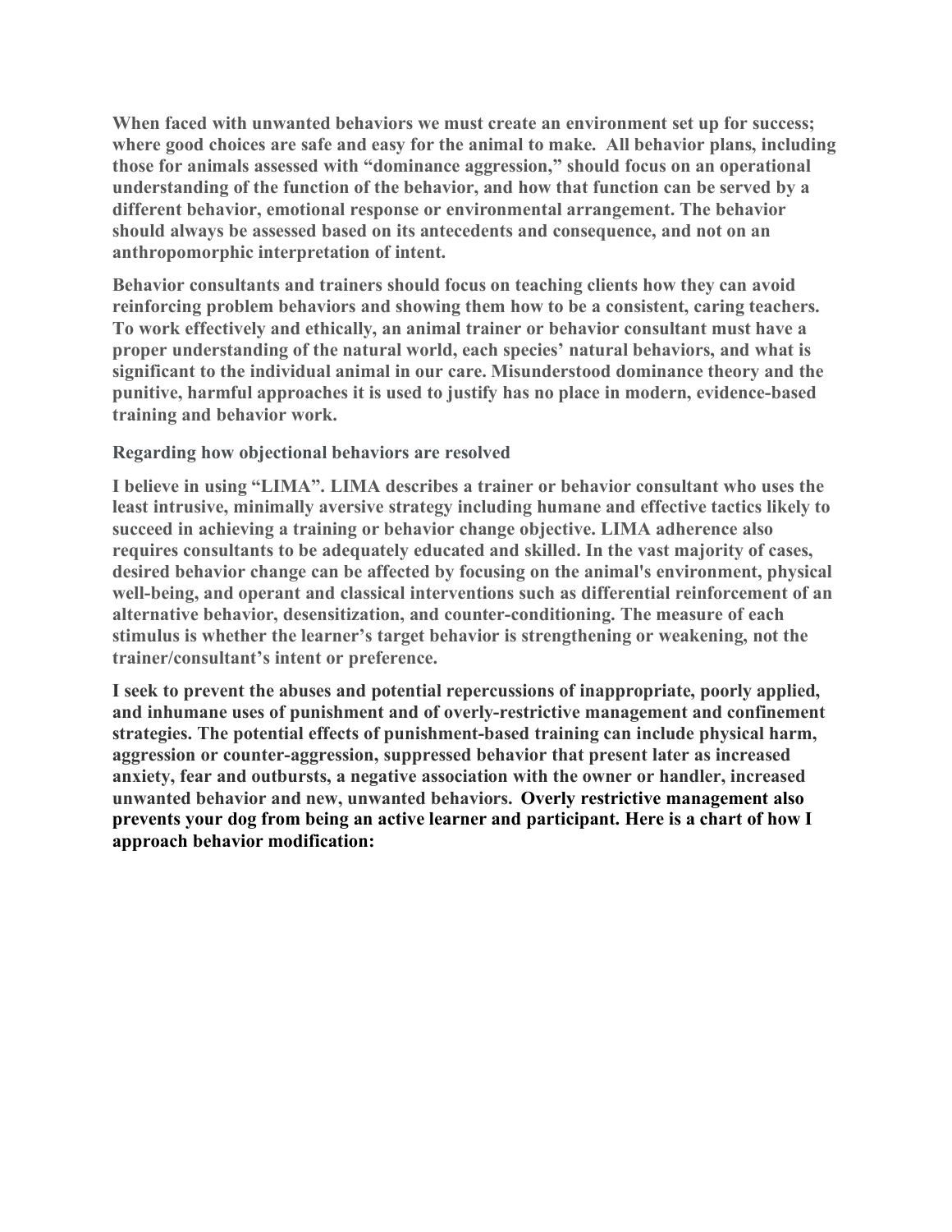**When faced with unwanted behaviors we must create an environment set up for success; where good choices are safe and easy for the animal to make. All behavior plans, including those for animals assessed with "dominance aggression," should focus on an operational understanding of the function of the behavior, and how that function can be served by a different behavior, emotional response or environmental arrangement. The behavior should always be assessed based on its antecedents and consequence, and not on an anthropomorphic interpretation of intent.**

**Behavior consultants and trainers should focus on teaching clients how they can avoid reinforcing problem behaviors and showing them how to be a consistent, caring teachers. To work effectively and ethically, an animal trainer or behavior consultant must have a proper understanding of the natural world, each species' natural behaviors, and what is significant to the individual animal in our care. Misunderstood dominance theory and the punitive, harmful approaches it is used to justify has no place in modern, evidence-based training and behavior work.**

**Regarding how objectional behaviors are resolved**

**I believe in using "LIMA". LIMA describes a trainer or behavior consultant who uses the least intrusive, minimally aversive strategy including humane and effective tactics likely to succeed in achieving a training or behavior change objective. LIMA adherence also requires consultants to be adequately educated and skilled. In the vast majority of cases, desired behavior change can be affected by focusing on the animal's environment, physical well-being, and operant and classical interventions such as differential reinforcement of an alternative behavior, desensitization, and counter-conditioning. The measure of each stimulus is whether the learner's target behavior is strengthening or weakening, not the trainer/consultant's intent or preference.**

**I seek to prevent the abuses and potential repercussions of inappropriate, poorly applied, and inhumane uses of punishment and of overly-restrictive management and confinement strategies. The potential effects of punishment-based training can include physical harm, aggression or counter-aggression, suppressed behavior that present later as increased anxiety, fear and outbursts, a negative association with the owner or handler, increased unwanted behavior and new, unwanted behaviors. Overly restrictive management also prevents your dog from being an active learner and participant. Here is a chart of how I approach behavior modification:**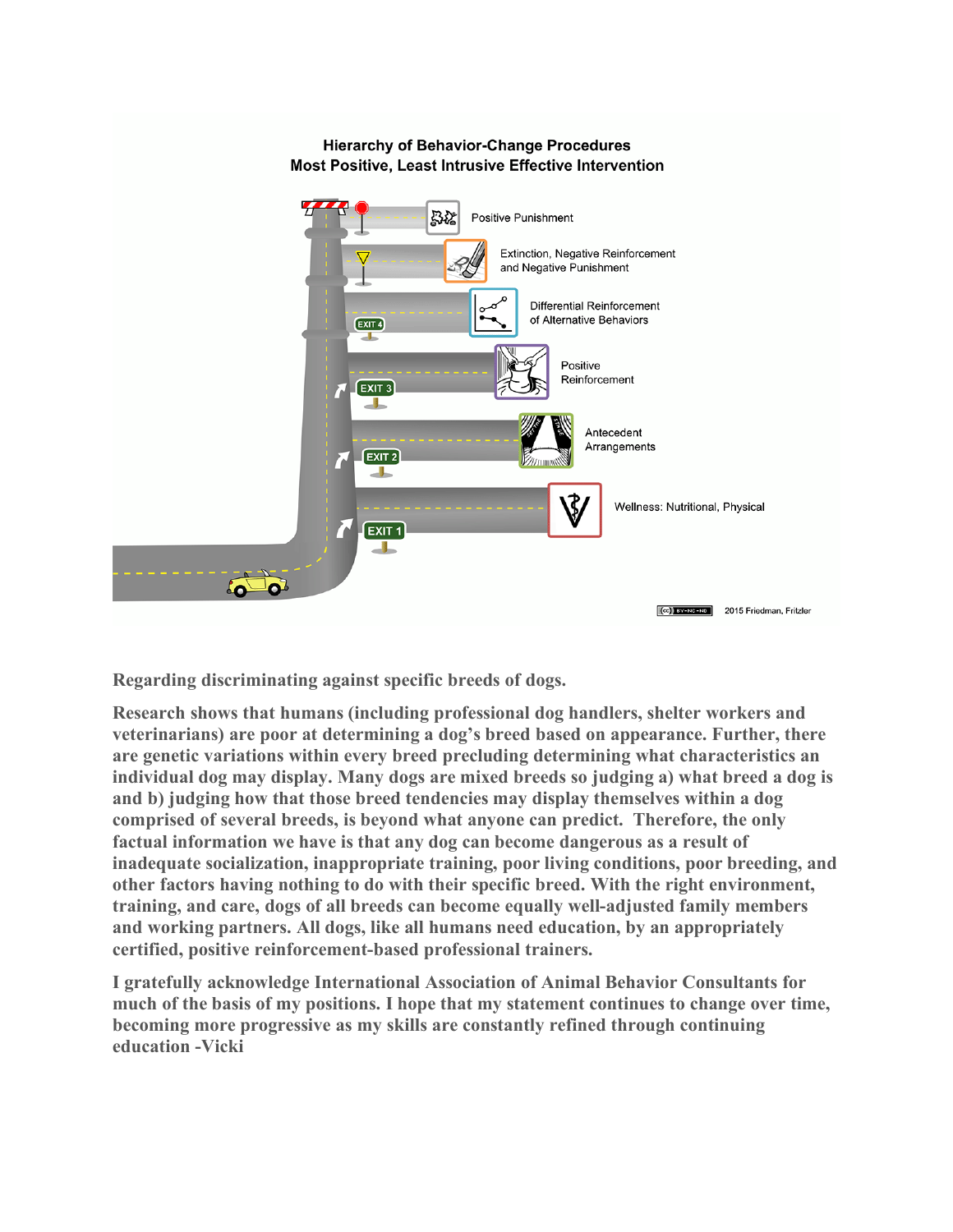Hierarchy of Behavior-Change Procedures
Most Positive, Least Intrusive Effective Intervention

Positive Punishment

Extinction, Negative Reinforcement and Negative Punishment

EXIT 4

Differential Reinforcement of Alternative Behaviors

EXIT 3

Positive Reinforcement

EXIT 2

Antecedent Arrangements

EXIT 1

Wellness: Nutritional, Physical

2015 Friedman, Fritzler

**Regarding discriminating against specific breeds of dogs.**

**Research shows that humans (including professional dog handlers, shelter workers and veterinarians) are poor at determining a dog's breed based on appearance. Further, there are genetic variations within every breed precluding determining what characteristics an individual dog may display. Many dogs are mixed breeds so judging a) what breed a dog is and b) judging how that those breed tendencies may display themselves within a dog comprised of several breeds, is beyond what anyone can predict. Therefore, the only factual information we have is that any dog can become dangerous as a result of inadequate socialization, inappropriate training, poor living conditions, poor breeding, and other factors having nothing to do with their specific breed. With the right environment, training, and care, dogs of all breeds can become equally well-adjusted family members and working partners. All dogs, like all humans need education, by an appropriately certified, positive reinforcement-based professional trainers.**

**I gratefully acknowledge International Association of Animal Behavior Consultants for much of the basis of my positions. I hope that my statement continues to change over time, becoming more progressive as my skills are constantly refined through continuing education -Vicki**